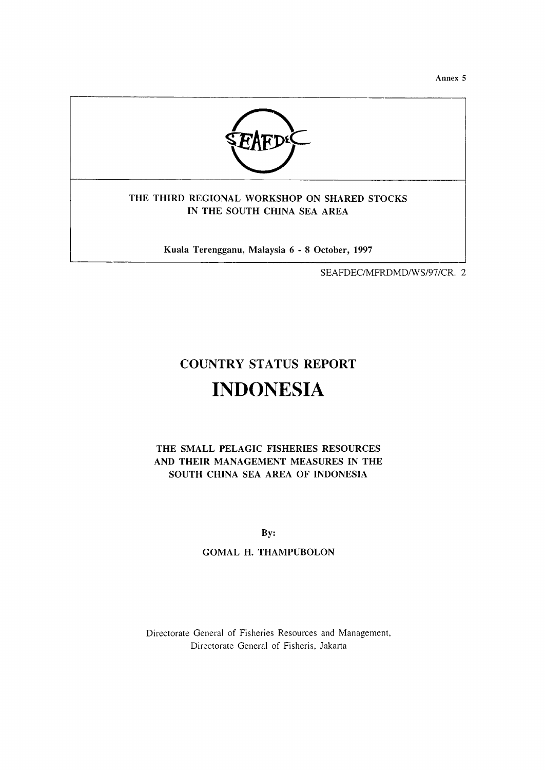Annex 5

THE THIRD REGIONAL WORKSHOP ON SHARED STOCKS
IN THE SOUTH CHINA SEA AREA

Kuala Terengganu, Malaysia 6 - 8 October, 1997

SEAFDEC/MFRDMD/WS/97/CR. 2

# COUNTRY STATUS REPORT

# INDONESIA

## THE SMALL PELAGIC FISHERIES RESOURCES AND THEIR MANAGEMENT MEASURES IN THE SOUTH CHINA SEA AREA OF INDONESIA

By:

**GOMAL H. THAMPUBOLON**

Directorate General of Fisheries Resources and Management,
Directorate General of Fisheris, Jakarta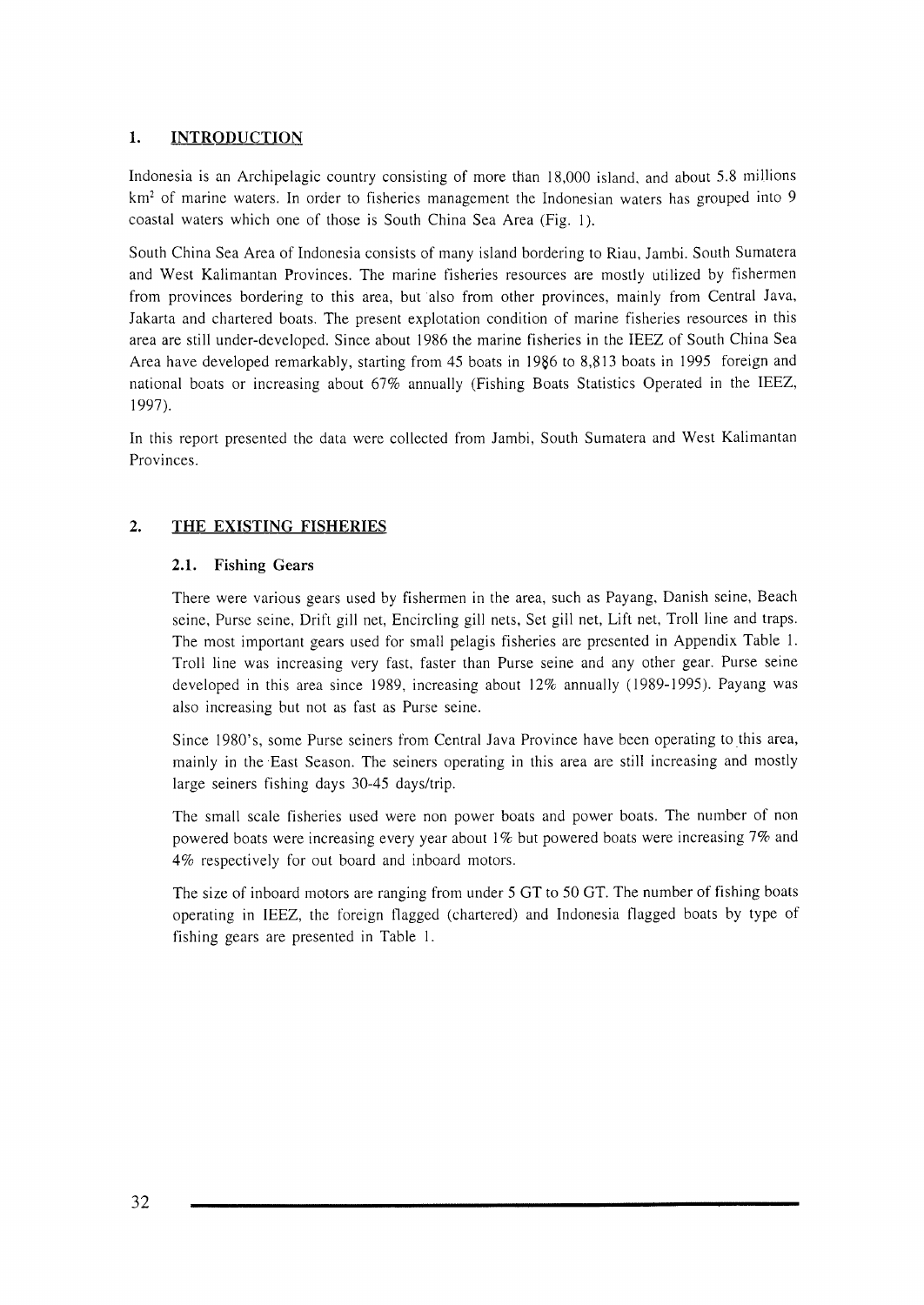## 1. INTRODUCTION

Indonesia is an Archipelagic country consisting of more than 18,000 island, and about 5.8 millions km$^2$ of marine waters. In order to fisheries management the Indonesian waters has grouped into 9 coastal waters which one of those is South China Sea Area (Fig. 1).

South China Sea Area of Indonesia consists of many island bordering to Riau, Jambi. South Sumatera and West Kalimantan Provinces. The marine fisheries resources are mostly utilized by fishermen from provinces bordering to this area, but also from other provinces, mainly from Central Java, Jakarta and chartered boats. The present explotation condition of marine fisheries resources in this area are still under-developed. Since about 1986 the marine fisheries in the IEEZ of South China Sea Area have developed remarkably, starting from 45 boats in 1986 to 8,813 boats in 1995 foreign and national boats or increasing about 67% annually (Fishing Boats Statistics Operated in the IEEZ, 1997).

In this report presented the data were collected from Jambi, South Sumatera and West Kalimantan Provinces.

## 2. THE EXISTING FISHERIES

### 2.1. Fishing Gears

There were various gears used by fishermen in the area, such as Payang, Danish seine, Beach seine, Purse seine, Drift gill net, Encircling gill nets, Set gill net, Lift net, Troll line and traps. The most important gears used for small pelagis fisheries are presented in Appendix Table 1. Troll line was increasing very fast, faster than Purse seine and any other gear. Purse seine developed in this area since 1989, increasing about 12% annually (1989-1995). Payang was also increasing but not as fast as Purse seine.

Since 1980's, some Purse seiners from Central Java Province have been operating to this area, mainly in the East Season. The seiners operating in this area are still increasing and mostly large seiners fishing days 30-45 days/trip.

The small scale fisheries used were non power boats and power boats. The number of non powered boats were increasing every year about 1% but powered boats were increasing 7% and 4% respectively for out board and inboard motors.

The size of inboard motors are ranging from under 5 GT to 50 GT. The number of fishing boats operating in IEEZ, the foreign flagged (chartered) and Indonesia flagged boats by type of fishing gears are presented in Table 1.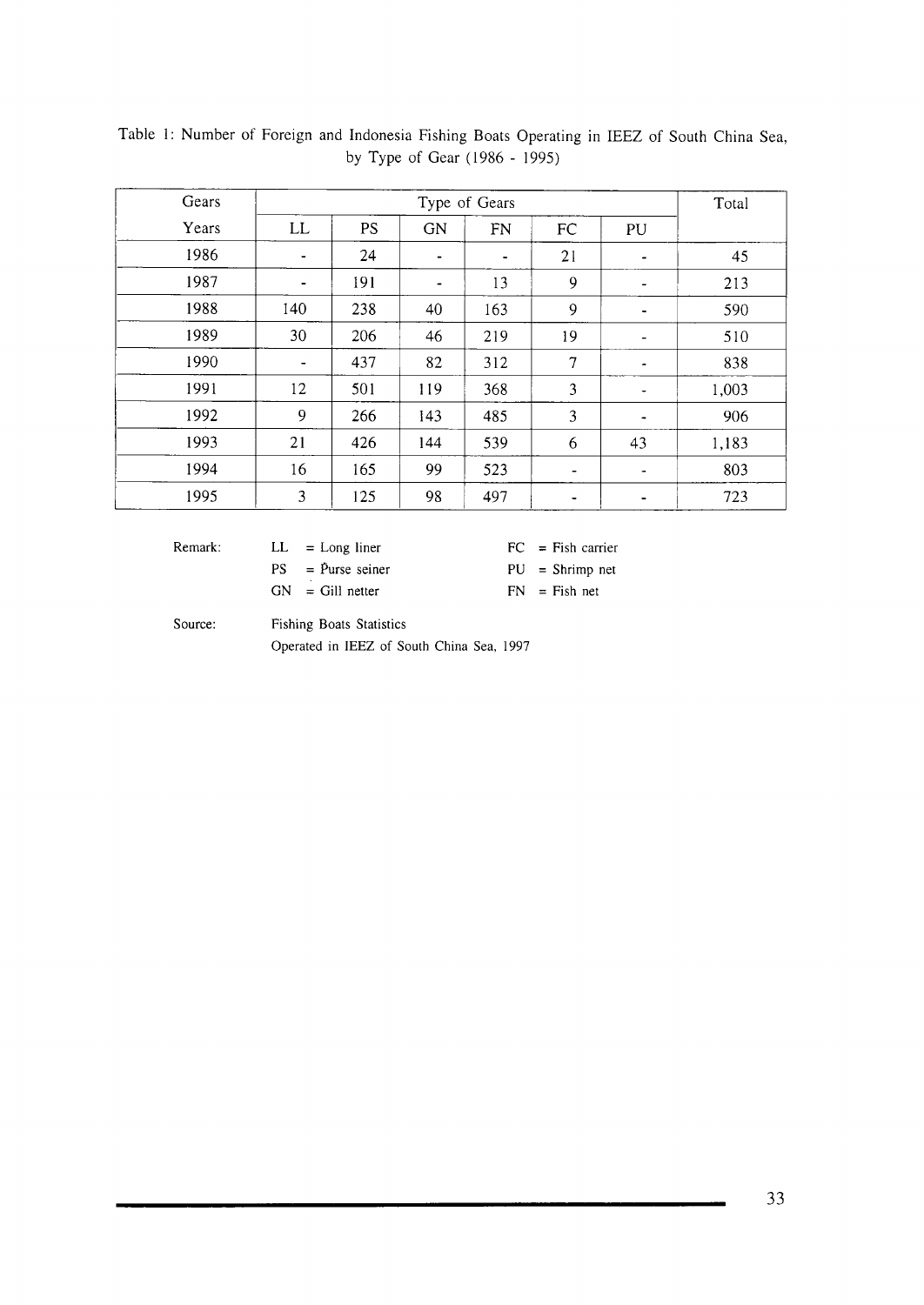Table 1: Number of Foreign and Indonesia Fishing Boats Operating in IEEZ of South China Sea, by Type of Gear (1986 - 1995)

| Gears | Type of Gears | | | | | | Total |
|---|---|---|---|---|---|---|---|
| Years | LL | PS | GN | FN | FC | PU | |
| 1986 | - | 24 | - | - | 21 | - | 45 |
| 1987 | - | 191 | - | 13 | 9 | - | 213 |
| 1988 | 140 | 238 | 40 | 163 | 9 | - | 590 |
| 1989 | 30 | 206 | 46 | 219 | 19 | - | 510 |
| 1990 | - | 437 | 82 | 312 | 7 | - | 838 |
| 1991 | 12 | 501 | 119 | 368 | 3 | - | 1,003 |
| 1992 | 9 | 266 | 143 | 485 | 3 | - | 906 |
| 1993 | 21 | 426 | 144 | 539 | 6 | 43 | 1,183 |
| 1994 | 16 | 165 | 99 | 523 | - | - | 803 |
| 1995 | 3 | 125 | 98 | 497 | - | - | 723 |

Remark:
- LL = Long liner
- PS = Purse seiner
- GN = Gill netter
- FC = Fish carrier
- PU = Shrimp net
- FN = Fish net

Source: Fishing Boats Statistics Operated in IEEZ of South China Sea, 1997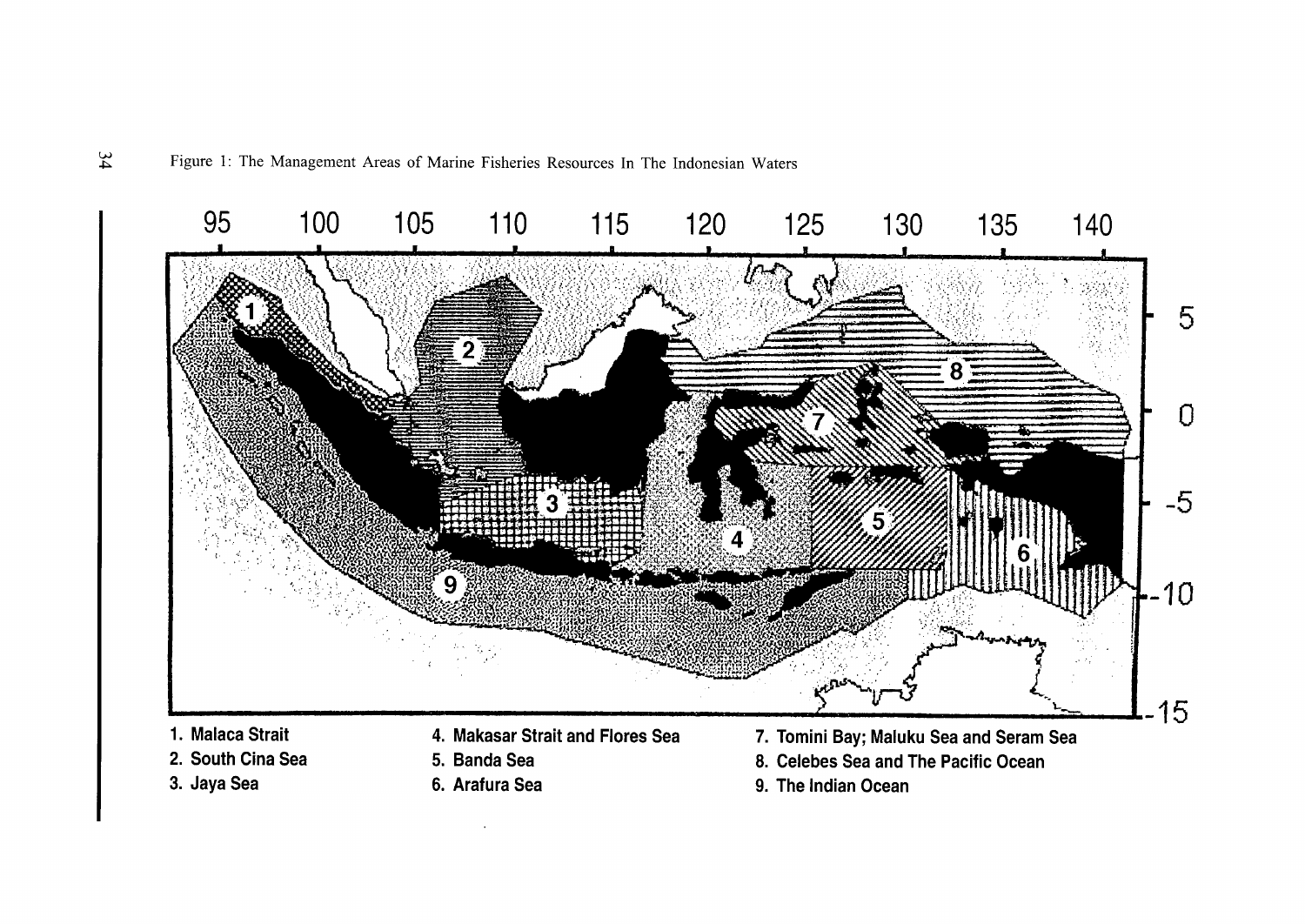Figure 1: The Management Areas of Marine Fisheries Resources In The Indonesian Waters

95 100 105 110 115 120 125 130 135 140

5
0
-5
-10
-15

1
2
3
4
5
6
7
8
9

1. Malaca Strait
2. South Cina Sea
3. Jaya Sea
4. Makasar Strait and Flores Sea
5. Banda Sea
6. Arafura Sea
7. Tomini Bay; Maluku Sea and Seram Sea
8. Celebes Sea and The Pacific Ocean
9. The Indian Ocean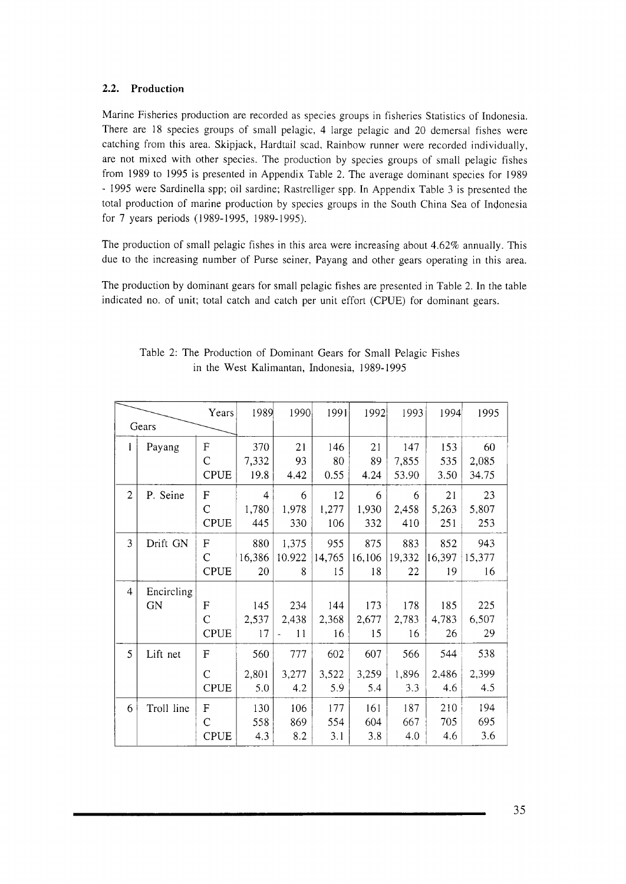### 2.2. Production

Marine Fisheries production are recorded as species groups in fisheries Statistics of Indonesia. There are 18 species groups of small pelagic, 4 large pelagic and 20 demersal fishes were catching from this area. Skipjack, Hardtail scad, Rainbow runner were recorded individually, are not mixed with other species. The production by species groups of small pelagic fishes from 1989 to 1995 is presented in Appendix Table 2. The average dominant species for 1989 - 1995 were Sardinella spp; oil sardine; Rastrelliger spp. In Appendix Table 3 is presented the total production of marine production by species groups in the South China Sea of Indonesia for 7 years periods (1989-1995, 1989-1995).

The production of small pelagic fishes in this area were increasing about 4.62% annually. This due to the increasing number of Purse seiner, Payang and other gears operating in this area.

The production by dominant gears for small pelagic fishes are presented in Table 2. In the table indicated no. of unit; total catch and catch per unit effort (CPUE) for dominant gears.

Table 2: The Production of Dominant Gears for Small Pelagic Fishes in the West Kalimantan, Indonesia, 1989-1995

| | Gears | Years | 1989 | 1990 | 1991 | 1992 | 1993 | 1994 | 1995 |
|---|---|---|---|---|---|---|---|---|---|
| 1 | Payang | F | 370 | 21 | 146 | 21 | 147 | 153 | 60 |
| | | C | 7,332 | 93 | 80 | 89 | 7,855 | 535 | 2,085 |
| | | CPUE | 19.8 | 4.42 | 0.55 | 4.24 | 53.90 | 3.50 | 34.75 |
| 2 | P. Seine | F | 4 | 6 | 12 | 6 | 6 | 21 | 23 |
| | | C | 1,780 | 1,978 | 1,277 | 1,930 | 2,458 | 5,263 | 5,807 |
| | | CPUE | 445 | 330 | 106 | 332 | 410 | 251 | 253 |
| 3 | Drift GN | F | 880 | 1,375 | 955 | 875 | 883 | 852 | 943 |
| | | C | 16,386 | 10.922 | 14,765 | 16,106 | 19,332 | 16,397 | 15,377 |
| | | CPUE | 20 | 8 | 15 | 18 | 22 | 19 | 16 |
| 4 | Encircling GN | F | 145 | 234 | 144 | 173 | 178 | 185 | 225 |
| | | C | 2,537 | 2,438 | 2,368 | 2,677 | 2,783 | 4,783 | 6,507 |
| | | CPUE | 17 | - 11 | 16 | 15 | 16 | 26 | 29 |
| 5 | Lift net | F | 560 | 777 | 602 | 607 | 566 | 544 | 538 |
| | | C | 2,801 | 3,277 | 3,522 | 3,259 | 1,896 | 2,486 | 2,399 |
| | | CPUE | 5.0 | 4.2 | 5.9 | 5.4 | 3.3 | 4.6 | 4.5 |
| 6 | Troll line | F | 130 | 106 | 177 | 161 | 187 | 210 | 194 |
| | | C | 558 | 869 | 554 | 604 | 667 | 705 | 695 |
| | | CPUE | 4.3 | 8.2 | 3.1 | 3.8 | 4.0 | 4.6 | 3.6 |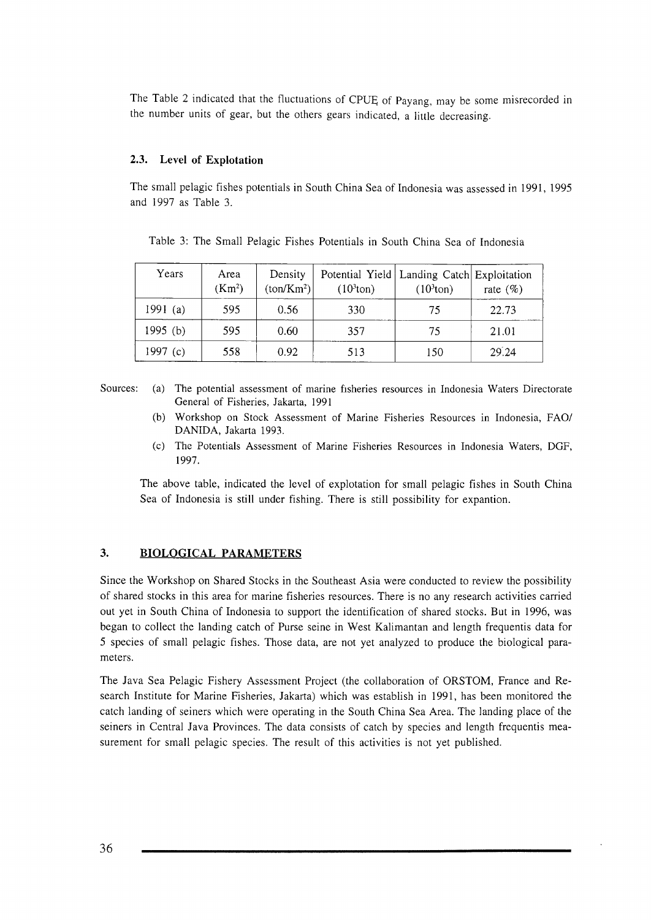The Table 2 indicated that the fluctuations of CPUE of Payang, may be some misrecorded in the number units of gear, but the others gears indicated, a little decreasing.

### 2.3. Level of Explotation

The small pelagic fishes potentials in South China Sea of Indonesia was assessed in 1991, 1995 and 1997 as Table 3.

Table 3: The Small Pelagic Fishes Potentials in South China Sea of Indonesia

| Years | Area ($Km^2$) | Density ($ton/Km^2$) | Potential Yield ($10^3$ton) | Landing Catch ($10^3$ton) | Exploitation rate (%) |
|---|---|---|---|---|---|
| 1991 (a) | 595 | 0.56 | 330 | 75 | 22.73 |
| 1995 (b) | 595 | 0.60 | 357 | 75 | 21.01 |
| 1997 (c) | 558 | 0.92 | 513 | 150 | 29.24 |

Sources:
(a) The potential assessment of marine fisheries resources in Indonesia Waters Directorate General of Fisheries, Jakarta, 1991
(b) Workshop on Stock Assessment of Marine Fisheries Resources in Indonesia, FAO/ DANIDA, Jakarta 1993.
(c) The Potentials Assessment of Marine Fisheries Resources in Indonesia Waters, DGF, 1997.

The above table, indicated the level of explotation for small pelagic fishes in South China Sea of Indonesia is still under fishing. There is still possibility for expantion.

## 3. BIOLOGICAL PARAMETERS

Since the Workshop on Shared Stocks in the Southeast Asia were conducted to review the possibility of shared stocks in this area for marine fisheries resources. There is no any research activities carried out yet in South China of Indonesia to support the identification of shared stocks. But in 1996, was began to collect the landing catch of Purse seine in West Kalimantan and length frequentis data for 5 species of small pelagic fishes. Those data, are not yet analyzed to produce the biological parameters.

The Java Sea Pelagic Fishery Assessment Project (the collaboration of ORSTOM, France and Research Institute for Marine Fisheries, Jakarta) which was establish in 1991, has been monitored the catch landing of seiners which were operating in the South China Sea Area. The landing place of the seiners in Central Java Provinces. The data consists of catch by species and length frequentis measurement for small pelagic species. The result of this activities is not yet published.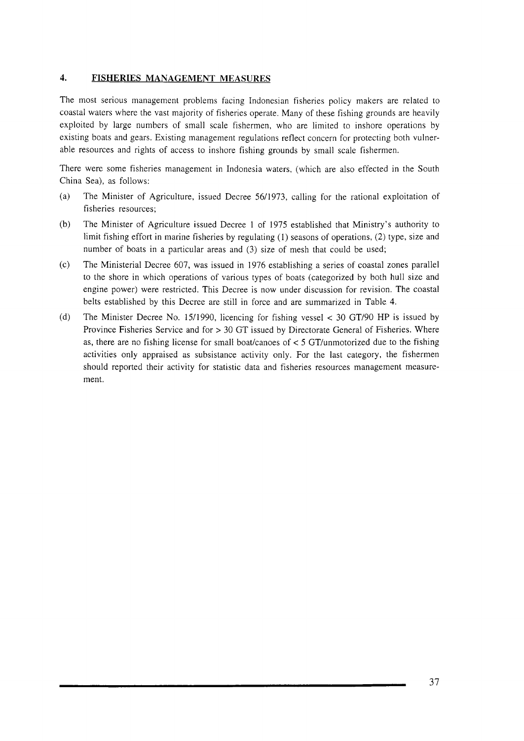## 4. FISHERIES MANAGEMENT MEASURES

The most serious management problems facing Indonesian fisheries policy makers are related to coastal waters where the vast majority of fisheries operate. Many of these fishing grounds are heavily exploited by large numbers of small scale fishermen, who are limited to inshore operations by existing boats and gears. Existing management regulations reflect concern for protecting both vulnerable resources and rights of access to inshore fishing grounds by small scale fishermen.

There were some fisheries management in Indonesia waters, (which are also effected in the South China Sea), as follows:

(a) The Minister of Agriculture, issued Decree 56/1973, calling for the rational exploitation of fisheries resources;

(b) The Minister of Agriculture issued Decree 1 of 1975 established that Ministry's authority to limit fishing effort in marine fisheries by regulating (1) seasons of operations, (2) type, size and number of boats in a particular areas and (3) size of mesh that could be used;

(c) The Ministerial Decree 607, was issued in 1976 establishing a series of coastal zones parallel to the shore in which operations of various types of boats (categorized by both hull size and engine power) were restricted. This Decree is now under discussion for revision. The coastal belts established by this Decree are still in force and are summarized in Table 4.

(d) The Minister Decree No. 15/1990, licencing for fishing vessel < 30 GT/90 HP is issued by Province Fisheries Service and for > 30 GT issued by Directorate General of Fisheries. Where as, there are no fishing license for small boat/canoes of < 5 GT/unmotorized due to the fishing activities only appraised as subsistance activity only. For the last category, the fishermen should reported their activity for statistic data and fisheries resources management measurement.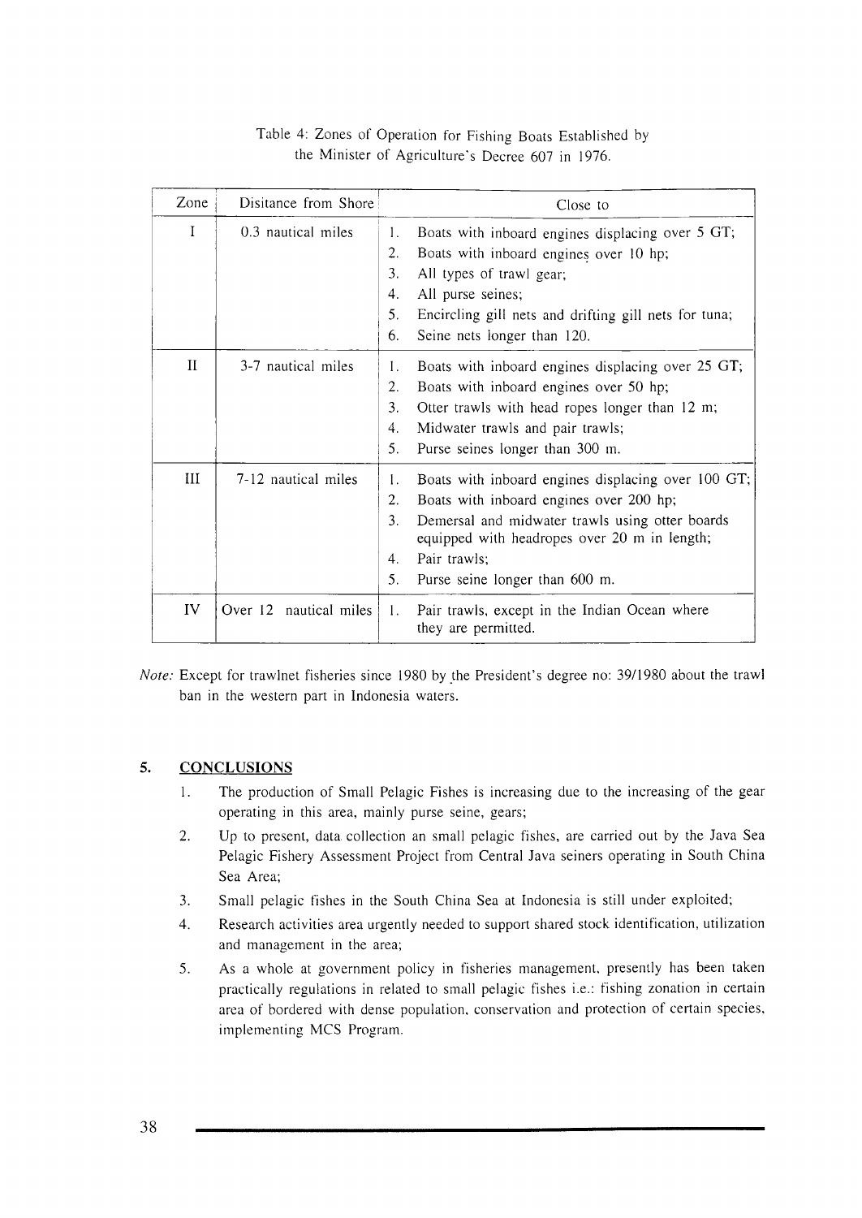Table 4: Zones of Operation for Fishing Boats Established by the Minister of Agriculture's Decree 607 in 1976.

| Zone | Disitance from Shore | Close to |
|---|---|---|
| I | 0.3 nautical miles | 1. Boats with inboard engines displacing over 5 GT;<br>2. Boats with inboard engines over 10 hp;<br>3. All types of trawl gear;<br>4. All purse seines;<br>5. Encircling gill nets and drifting gill nets for tuna;<br>6. Seine nets longer than 120. |
| II | 3-7 nautical miles | 1. Boats with inboard engines displacing over 25 GT;<br>2. Boats with inboard engines over 50 hp;<br>3. Otter trawls with head ropes longer than 12 m;<br>4. Midwater trawls and pair trawls;<br>5. Purse seines longer than 300 m. |
| III | 7-12 nautical miles | 1. Boats with inboard engines displacing over 100 GT;<br>2. Boats with inboard engines over 200 hp;<br>3. Demersal and midwater trawls using otter boards equipped with headropes over 20 m in length;<br>4. Pair trawls;<br>5. Purse seine longer than 600 m. |
| IV | Over 12 nautical miles | 1. Pair trawls, except in the Indian Ocean where they are permitted. |

*Note:* Except for trawlnet fisheries since 1980 by the President's degree no: 39/1980 about the trawl ban in the western part in Indonesia waters.

## 5. CONCLUSIONS

1. The production of Small Pelagic Fishes is increasing due to the increasing of the gear operating in this area, mainly purse seine, gears;
2. Up to present, data collection an small pelagic fishes, are carried out by the Java Sea Pelagic Fishery Assessment Project from Central Java seiners operating in South China Sea Area;
3. Small pelagic fishes in the South China Sea at Indonesia is still under exploited;
4. Research activities area urgently needed to support shared stock identification, utilization and management in the area;
5. As a whole at government policy in fisheries management, presently has been taken practically regulations in related to small pelagic fishes i.e.: fishing zonation in certain area of bordered with dense population, conservation and protection of certain species, implementing MCS Program.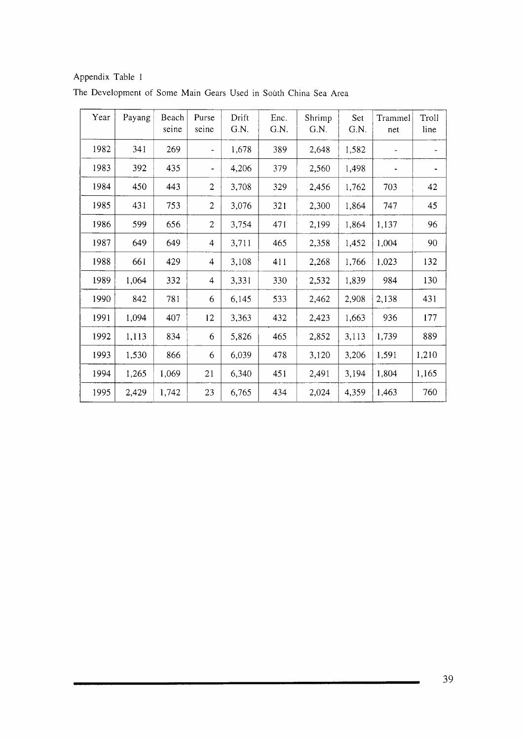Appendix Table 1

The Development of Some Main Gears Used in South China Sea Area

| Year | Payang | Beach seine | Purse seine | Drift G.N. | Enc. G.N. | Shrimp G.N. | Set G.N. | Trammel net | Troll line |
|---|---|---|---|---|---|---|---|---|---|
| 1982 | 341 | 269 | - | 1,678 | 389 | 2,648 | 1,582 | - | - |
| 1983 | 392 | 435 | - | 4,206 | 379 | 2,560 | 1,498 | - | - |
| 1984 | 450 | 443 | 2 | 3,708 | 329 | 2,456 | 1,762 | 703 | 42 |
| 1985 | 431 | 753 | 2 | 3,076 | 321 | 2,300 | 1,864 | 747 | 45 |
| 1986 | 599 | 656 | 2 | 3,754 | 471 | 2,199 | 1,864 | 1,137 | 96 |
| 1987 | 649 | 649 | 4 | 3,711 | 465 | 2,358 | 1,452 | 1,004 | 90 |
| 1988 | 661 | 429 | 4 | 3,108 | 411 | 2,268 | 1,766 | 1,023 | 132 |
| 1989 | 1,064 | 332 | 4 | 3,331 | 330 | 2,532 | 1,839 | 984 | 130 |
| 1990 | 842 | 781 | 6 | 6,145 | 533 | 2,462 | 2,908 | 2,138 | 431 |
| 1991 | 1,094 | 407 | 12 | 3,363 | 432 | 2,423 | 1,663 | 936 | 177 |
| 1992 | 1,113 | 834 | 6 | 5,826 | 465 | 2,852 | 3,113 | 1,739 | 889 |
| 1993 | 1,530 | 866 | 6 | 6,039 | 478 | 3,120 | 3,206 | 1,591 | 1,210 |
| 1994 | 1,265 | 1,069 | 21 | 6,340 | 451 | 2,491 | 3,194 | 1,804 | 1,165 |
| 1995 | 2,429 | 1,742 | 23 | 6,765 | 434 | 2,024 | 4,359 | 1,463 | 760 |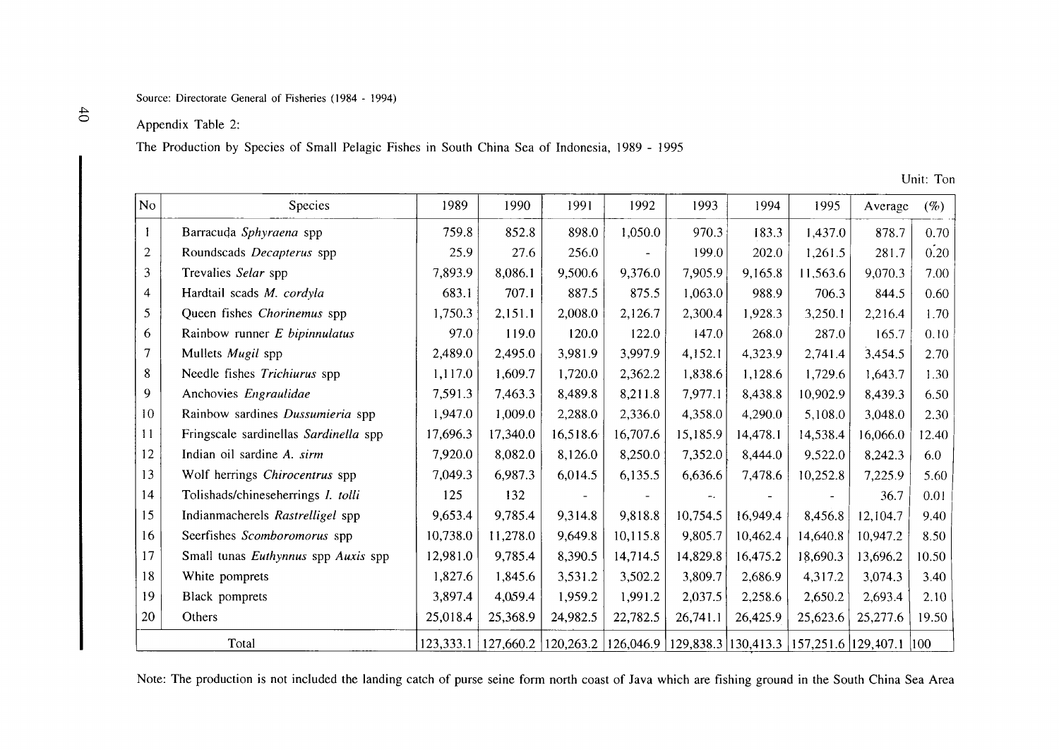Source: Directorate General of Fisheries (1984 - 1994)

Appendix Table 2:

The Production by Species of Small Pelagic Fishes in South China Sea of Indonesia, 1989 - 1995

Unit: Ton

| No | Species | 1989 | 1990 | 1991 | 1992 | 1993 | 1994 | 1995 | Average | (%) |
|---|---|---|---|---|---|---|---|---|---|---|
| 1 | Barracuda *Sphyraena* spp | 759.8 | 852.8 | 898.0 | 1,050.0 | 970.3 | 183.3 | 1,437.0 | 878.7 | 0.70 |
| 2 | Roundscads *Decapterus* spp | 25.9 | 27.6 | 256.0 | - | 199.0 | 202.0 | 1,261.5 | 281.7 | 0.20 |
| 3 | Trevalies *Selar* spp | 7,893.9 | 8,086.1 | 9,500.6 | 9,376.0 | 7,905.9 | 9,165.8 | 11,563.6 | 9,070.3 | 7.00 |
| 4 | Hardtail scads *M. cordyla* | 683.1 | 707.1 | 887.5 | 875.5 | 1,063.0 | 988.9 | 706.3 | 844.5 | 0.60 |
| 5 | Queen fishes *Chorinemus* spp | 1,750.3 | 2,151.1 | 2,008.0 | 2,126.7 | 2,300.4 | 1,928.3 | 3,250.1 | 2,216.4 | 1.70 |
| 6 | Rainbow runner *E bipinnulatus* | 97.0 | 119.0 | 120.0 | 122.0 | 147.0 | 268.0 | 287.0 | 165.7 | 0.10 |
| 7 | Mullets *Mugil* spp | 2,489.0 | 2,495.0 | 3,981.9 | 3,997.9 | 4,152.1 | 4,323.9 | 2,741.4 | 3,454.5 | 2.70 |
| 8 | Needle fishes *Trichiurus* spp | 1,117.0 | 1,609.7 | 1,720.0 | 2,362.2 | 1,838.6 | 1,128.6 | 1,729.6 | 1,643.7 | 1.30 |
| 9 | Anchovies *Engraulidae* | 7,591.3 | 7,463.3 | 8,489.8 | 8,211.8 | 7,977.1 | 8,438.8 | 10,902.9 | 8,439.3 | 6.50 |
| 10 | Rainbow sardines *Dussumieria* spp | 1,947.0 | 1,009.0 | 2,288.0 | 2,336.0 | 4,358.0 | 4,290.0 | 5,108.0 | 3,048.0 | 2.30 |
| 11 | Fringscale sardinellas *Sardinella* spp | 17,696.3 | 17,340.0 | 16,518.6 | 16,707.6 | 15,185.9 | 14,478.1 | 14,538.4 | 16,066.0 | 12.40 |
| 12 | Indian oil sardine *A. sirm* | 7,920.0 | 8,082.0 | 8,126.0 | 8,250.0 | 7,352.0 | 8,444.0 | 9,522.0 | 8,242.3 | 6.0 |
| 13 | Wolf herrings *Chirocentrus* spp | 7,049.3 | 6,987.3 | 6,014.5 | 6,135.5 | 6,636.6 | 7,478.6 | 10,252.8 | 7,225.9 | 5.60 |
| 14 | Tolishads/chineseherrings *I. tolli* | 125 | 132 | - | - | - | - | - | 36.7 | 0.01 |
| 15 | Indianmacherels *Rastrelligel* spp | 9,653.4 | 9,785.4 | 9,314.8 | 9,818.8 | 10,754.5 | 16,949.4 | 8,456.8 | 12,104.7 | 9.40 |
| 16 | Seerfishes *Scomboromorus* spp | 10,738.0 | 11,278.0 | 9,649.8 | 10,115.8 | 9,805.7 | 10,462.4 | 14,640.8 | 10,947.2 | 8.50 |
| 17 | Small tunas *Euthynnus* spp *Auxis* spp | 12,981.0 | 9,785.4 | 8,390.5 | 14,714.5 | 14,829.8 | 16,475.2 | 18,690.3 | 13,696.2 | 10.50 |
| 18 | White pomprets | 1,827.6 | 1,845.6 | 3,531.2 | 3,502.2 | 3,809.7 | 2,686.9 | 4,317.2 | 3,074.3 | 3.40 |
| 19 | Black pomprets | 3,897.4 | 4,059.4 | 1,959.2 | 1,991.2 | 2,037.5 | 2,258.6 | 2,650.2 | 2,693.4 | 2.10 |
| 20 | Others | 25,018.4 | 25,368.9 | 24,982.5 | 22,782.5 | 26,741.1 | 26,425.9 | 25,623.6 | 25,277.6 | 19.50 |
| | Total | 123,333.1 | 127,660.2 | 120,263.2 | 126,046.9 | 129,838.3 | 130,413.3 | 157,251.6 | 129,407.1 | 100 |

Note: The production is not included the landing catch of purse seine form north coast of Java which are fishing ground in the South China Sea Area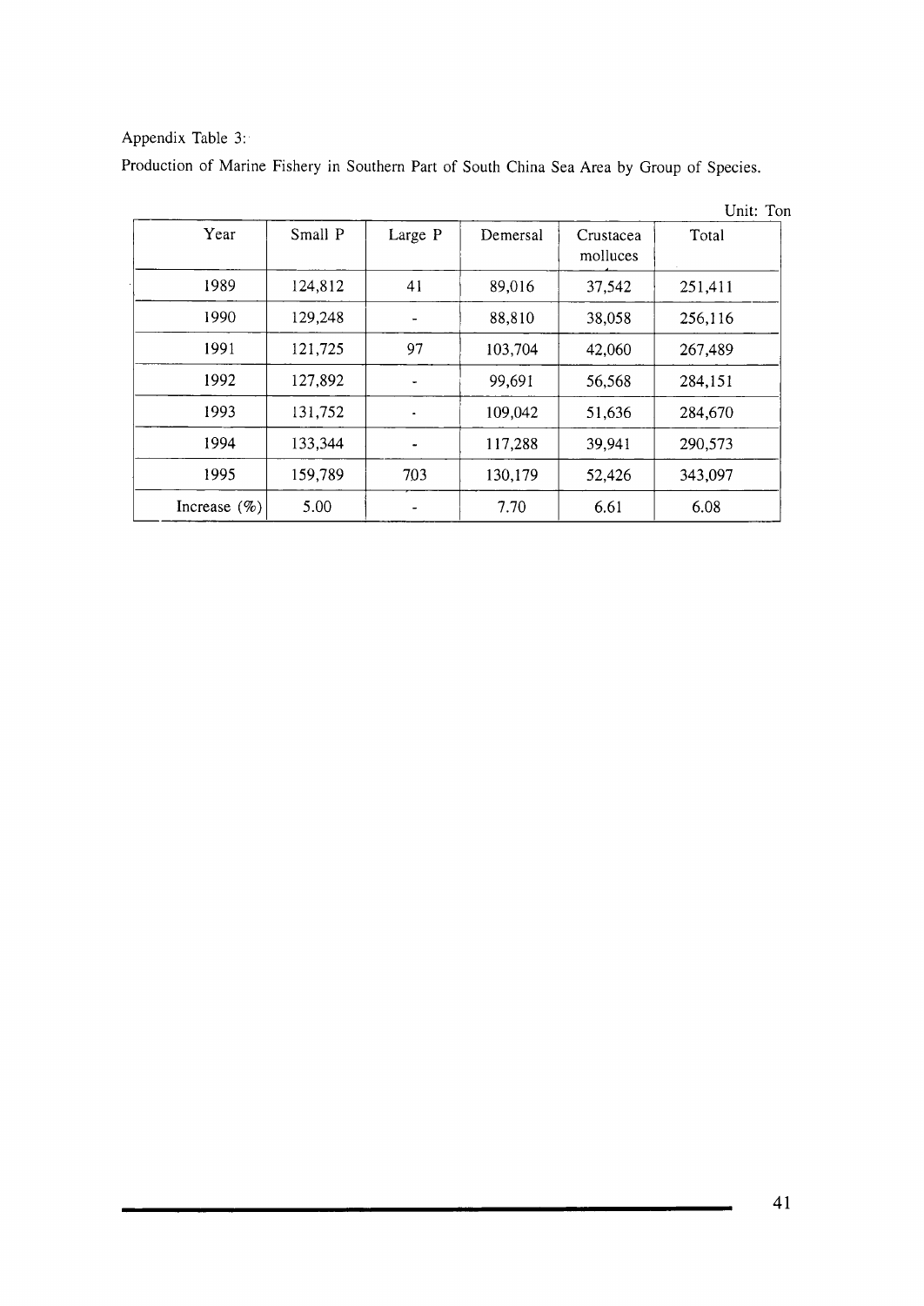Appendix Table 3:

Production of Marine Fishery in Southern Part of South China Sea Area by Group of Species.

Unit: Ton

| Year | Small P | Large P | Demersal | Crustacea molluces | Total |
|---|---|---|---|---|---|
| 1989 | 124,812 | 41 | 89,016 | 37,542 | 251,411 |
| 1990 | 129,248 | - | 88,810 | 38,058 | 256,116 |
| 1991 | 121,725 | 97 | 103,704 | 42,060 | 267,489 |
| 1992 | 127,892 | - | 99,691 | 56,568 | 284,151 |
| 1993 | 131,752 | - | 109,042 | 51,636 | 284,670 |
| 1994 | 133,344 | - | 117,288 | 39,941 | 290,573 |
| 1995 | 159,789 | 703 | 130,179 | 52,426 | 343,097 |
| Increase (%) | 5.00 | - | 7.70 | 6.61 | 6.08 |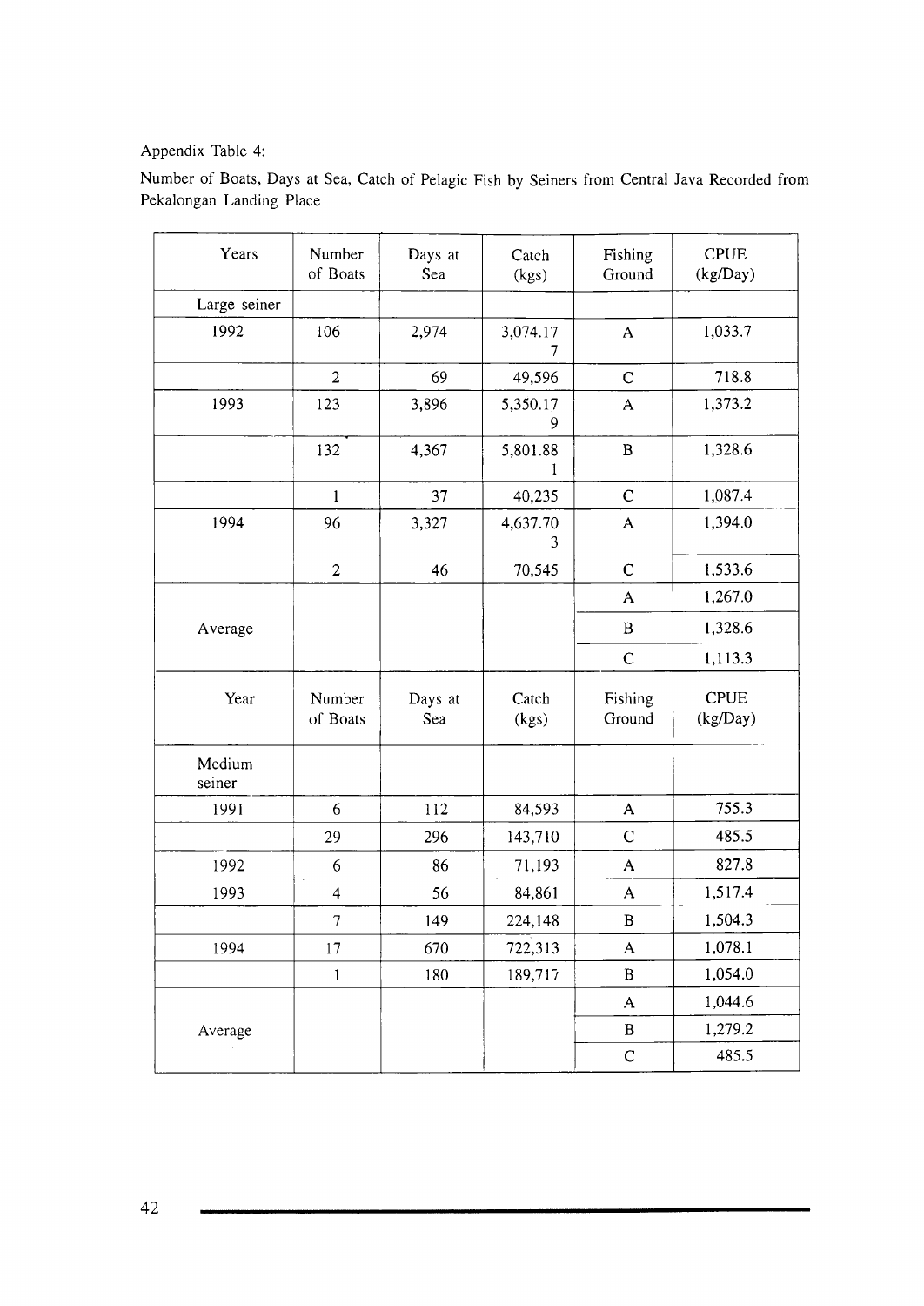Appendix Table 4:

Number of Boats, Days at Sea, Catch of Pelagic Fish by Seiners from Central Java Recorded from Pekalongan Landing Place

| Years | Number of Boats | Days at Sea | Catch (kgs) | Fishing Ground | CPUE (kg/Day) |
|---|---|---|---|---|---|
| Large seiner | | | | | |
| 1992 | 106 | 2,974 | 3,074.177 | A | 1,033.7 |
| | 2 | 69 | 49,596 | C | 718.8 |
| 1993 | 123 | 3,896 | 5,350.179 | A | 1,373.2 |
| | 132 | 4,367 | 5,801.881 | B | 1,328.6 |
| | 1 | 37 | 40,235 | C | 1,087.4 |
| 1994 | 96 | 3,327 | 4,637.703 | A | 1,394.0 |
| | 2 | 46 | 70,545 | C | 1,533.6 |
| Average | | | | A | 1,267.0 |
| | | | | B | 1,328.6 |
| | | | | C | 1,113.3 |
| **Year** | **Number of Boats** | **Days at Sea** | **Catch (kgs)** | **Fishing Ground** | **CPUE (kg/Day)** |
| Medium seiner | | | | | |
| 1991 | 6 | 112 | 84,593 | A | 755.3 |
| | 29 | 296 | 143,710 | C | 485.5 |
| 1992 | 6 | 86 | 71,193 | A | 827.8 |
| 1993 | 4 | 56 | 84,861 | A | 1,517.4 |
| | 7 | 149 | 224,148 | B | 1,504.3 |
| 1994 | 17 | 670 | 722,313 | A | 1,078.1 |
| | 1 | 180 | 189,717 | B | 1,054.0 |
| Average | | | | A | 1,044.6 |
| | | | | B | 1,279.2 |
| | | | | C | 485.5 |